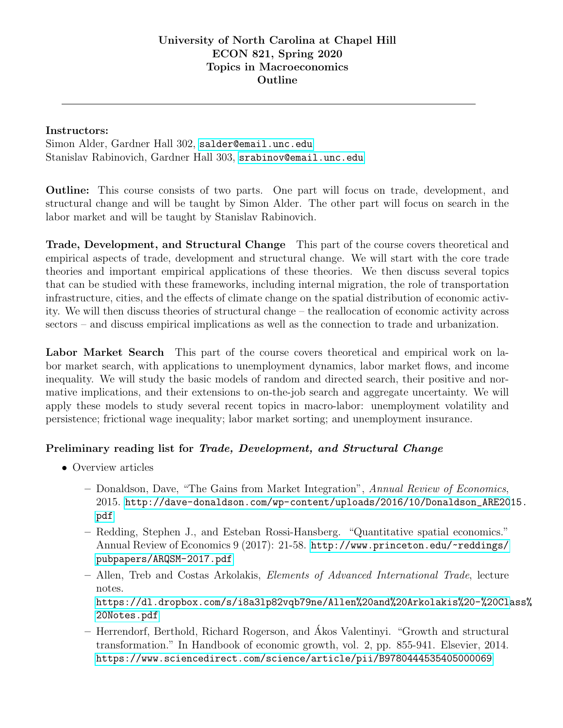# University of North Carolina at Chapel Hill
## ECON 821, Spring 2020
## Topics in Macroeconomics
## Outline

---

**Instructors:**
Simon Alder, Gardner Hall 302, salder@email.unc.edu
Stanislav Rabinovich, Gardner Hall 303, srabinov@email.unc.edu

**Outline:** This course consists of two parts. One part will focus on trade, development, and structural change and will be taught by Simon Alder. The other part will focus on search in the labor market and will be taught by Stanislav Rabinovich.

**Trade, Development, and Structural Change** This part of the course covers theoretical and empirical aspects of trade, development and structural change. We will start with the core trade theories and important empirical applications of these theories. We then discuss several topics that can be studied with these frameworks, including internal migration, the role of transportation infrastructure, cities, and the effects of climate change on the spatial distribution of economic activity. We will then discuss theories of structural change – the reallocation of economic activity across sectors – and discuss empirical implications as well as the connection to trade and urbanization.

**Labor Market Search** This part of the course covers theoretical and empirical work on labor market search, with applications to unemployment dynamics, labor market flows, and income inequality. We will study the basic models of random and directed search, their positive and normative implications, and their extensions to on-the-job search and aggregate uncertainty. We will apply these models to study several recent topics in macro-labor: unemployment volatility and persistence; frictional wage inequality; labor market sorting; and unemployment insurance.

### Preliminary reading list for *Trade, Development, and Structural Change*

- Overview articles
  - Donaldson, Dave, "The Gains from Market Integration", *Annual Review of Economics*, 2015. http://dave-donaldson.com/wp-content/uploads/2016/10/Donaldson_ARE2015.pdf
  - Redding, Stephen J., and Esteban Rossi-Hansberg. "Quantitative spatial economics." Annual Review of Economics 9 (2017): 21-58. http://www.princeton.edu/~reddings/pubpapers/ARQSM-2017.pdf
  - Allen, Treb and Costas Arkolakis, *Elements of Advanced International Trade*, lecture notes. https://dl.dropbox.com/s/i8a3lp82vqb79ne/Allen%20and%20Arkolakis%20-%20Class%20Notes.pdf
  - Herrendorf, Berthold, Richard Rogerson, and Ákos Valentinyi. "Growth and structural transformation." In Handbook of economic growth, vol. 2, pp. 855-941. Elsevier, 2014. https://www.sciencedirect.com/science/article/pii/B9780444535405000069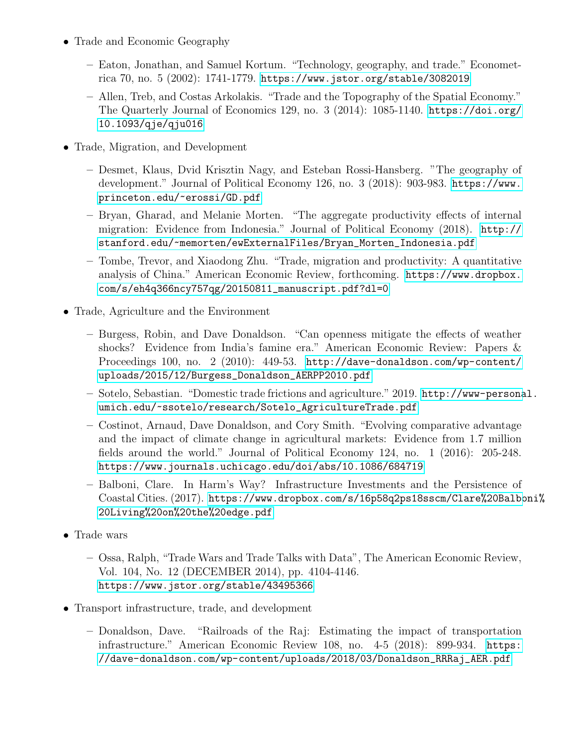- Trade and Economic Geography
  - Eaton, Jonathan, and Samuel Kortum. “Technology, geography, and trade.” Econometrica 70, no. 5 (2002): 1741-1779. https://www.jstor.org/stable/3082019
  - Allen, Treb, and Costas Arkolakis. “Trade and the Topography of the Spatial Economy.” The Quarterly Journal of Economics 129, no. 3 (2014): 1085-1140. https://doi.org/10.1093/qje/qju016
- Trade, Migration, and Development
  - Desmet, Klaus, Dvid Krisztin Nagy, and Esteban Rossi-Hansberg. ”The geography of development.” Journal of Political Economy 126, no. 3 (2018): 903-983. https://www.princeton.edu/~erossi/GD.pdf
  - Bryan, Gharad, and Melanie Morten. “The aggregate productivity effects of internal migration: Evidence from Indonesia.” Journal of Political Economy (2018). http://stanford.edu/~memorten/ewExternalFiles/Bryan_Morten_Indonesia.pdf
  - Tombe, Trevor, and Xiaodong Zhu. “Trade, migration and productivity: A quantitative analysis of China.” American Economic Review, forthcoming. https://www.dropbox.com/s/eh4q366ncy757qg/20150811_manuscript.pdf?dl=0
- Trade, Agriculture and the Environment
  - Burgess, Robin, and Dave Donaldson. “Can openness mitigate the effects of weather shocks? Evidence from India’s famine era.” American Economic Review: Papers & Proceedings 100, no. 2 (2010): 449-53. http://dave-donaldson.com/wp-content/uploads/2015/12/Burgess_Donaldson_AERPP2010.pdf
  - Sotelo, Sebastian. “Domestic trade frictions and agriculture.” 2019. http://www-personal.umich.edu/~ssotelo/research/Sotelo_AgricultureTrade.pdf
  - Costinot, Arnaud, Dave Donaldson, and Cory Smith. “Evolving comparative advantage and the impact of climate change in agricultural markets: Evidence from 1.7 million fields around the world.” Journal of Political Economy 124, no. 1 (2016): 205-248. https://www.journals.uchicago.edu/doi/abs/10.1086/684719
  - Balboni, Clare. In Harm’s Way? Infrastructure Investments and the Persistence of Coastal Cities. (2017). https://www.dropbox.com/s/16p58q2ps18sscm/Clare%20Balboni%20Living%20on%20the%20edge.pdf
- Trade wars
  - Ossa, Ralph, “Trade Wars and Trade Talks with Data”, The American Economic Review, Vol. 104, No. 12 (DECEMBER 2014), pp. 4104-4146. https://www.jstor.org/stable/43495366
- Transport infrastructure, trade, and development
  - Donaldson, Dave. “Railroads of the Raj: Estimating the impact of transportation infrastructure.” American Economic Review 108, no. 4-5 (2018): 899-934. https://dave-donaldson.com/wp-content/uploads/2018/03/Donaldson_RRRaj_AER.pdf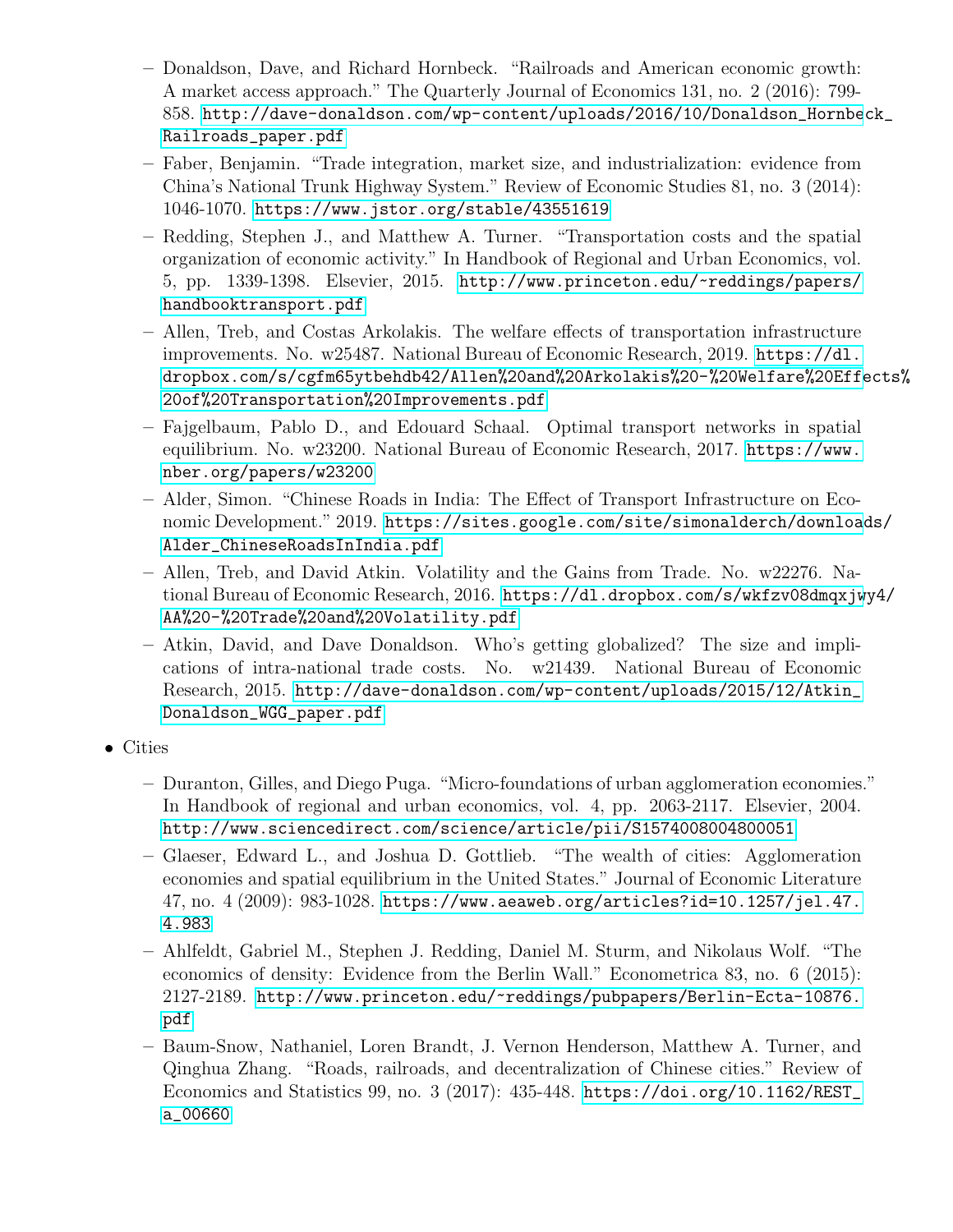- Donaldson, Dave, and Richard Hornbeck. "Railroads and American economic growth: A market access approach." The Quarterly Journal of Economics 131, no. 2 (2016): 799-858. http://dave-donaldson.com/wp-content/uploads/2016/10/Donaldson_Hornbeck_Railroads_paper.pdf
  - Faber, Benjamin. "Trade integration, market size, and industrialization: evidence from China's National Trunk Highway System." Review of Economic Studies 81, no. 3 (2014): 1046-1070. https://www.jstor.org/stable/43551619
  - Redding, Stephen J., and Matthew A. Turner. "Transportation costs and the spatial organization of economic activity." In Handbook of Regional and Urban Economics, vol. 5, pp. 1339-1398. Elsevier, 2015. http://www.princeton.edu/~reddings/papers/handbooktransport.pdf
  - Allen, Treb, and Costas Arkolakis. The welfare effects of transportation infrastructure improvements. No. w25487. National Bureau of Economic Research, 2019. https://dl.dropbox.com/s/cgfm65ytbehdb42/Allen%20and%20Arkolakis%20-%20Welfare%20Effects%20of%20Transportation%20Improvements.pdf
  - Fajgelbaum, Pablo D., and Edouard Schaal. Optimal transport networks in spatial equilibrium. No. w23200. National Bureau of Economic Research, 2017. https://www.nber.org/papers/w23200
  - Alder, Simon. "Chinese Roads in India: The Effect of Transport Infrastructure on Economic Development." 2019. https://sites.google.com/site/simonalderch/downloads/Alder_ChineseRoadsInIndia.pdf
  - Allen, Treb, and David Atkin. Volatility and the Gains from Trade. No. w22276. National Bureau of Economic Research, 2016. https://dl.dropbox.com/s/wkfzv08dmqxjwy4/AA%20-%20Trade%20and%20Volatility.pdf
  - Atkin, David, and Dave Donaldson. Who's getting globalized? The size and implications of intra-national trade costs. No. w21439. National Bureau of Economic Research, 2015. http://dave-donaldson.com/wp-content/uploads/2015/12/Atkin_Donaldson_WGG_paper.pdf

- Cities
  - Duranton, Gilles, and Diego Puga. "Micro-foundations of urban agglomeration economies." In Handbook of regional and urban economics, vol. 4, pp. 2063-2117. Elsevier, 2004. http://www.sciencedirect.com/science/article/pii/S1574008004800051
  - Glaeser, Edward L., and Joshua D. Gottlieb. "The wealth of cities: Agglomeration economies and spatial equilibrium in the United States." Journal of Economic Literature 47, no. 4 (2009): 983-1028. https://www.aeaweb.org/articles?id=10.1257/jel.47.4.983
  - Ahlfeldt, Gabriel M., Stephen J. Redding, Daniel M. Sturm, and Nikolaus Wolf. "The economics of density: Evidence from the Berlin Wall." Econometrica 83, no. 6 (2015): 2127-2189. http://www.princeton.edu/~reddings/pubpapers/Berlin-Ecta-10876.pdf
  - Baum-Snow, Nathaniel, Loren Brandt, J. Vernon Henderson, Matthew A. Turner, and Qinghua Zhang. "Roads, railroads, and decentralization of Chinese cities." Review of Economics and Statistics 99, no. 3 (2017): 435-448. https://doi.org/10.1162/REST_a_00660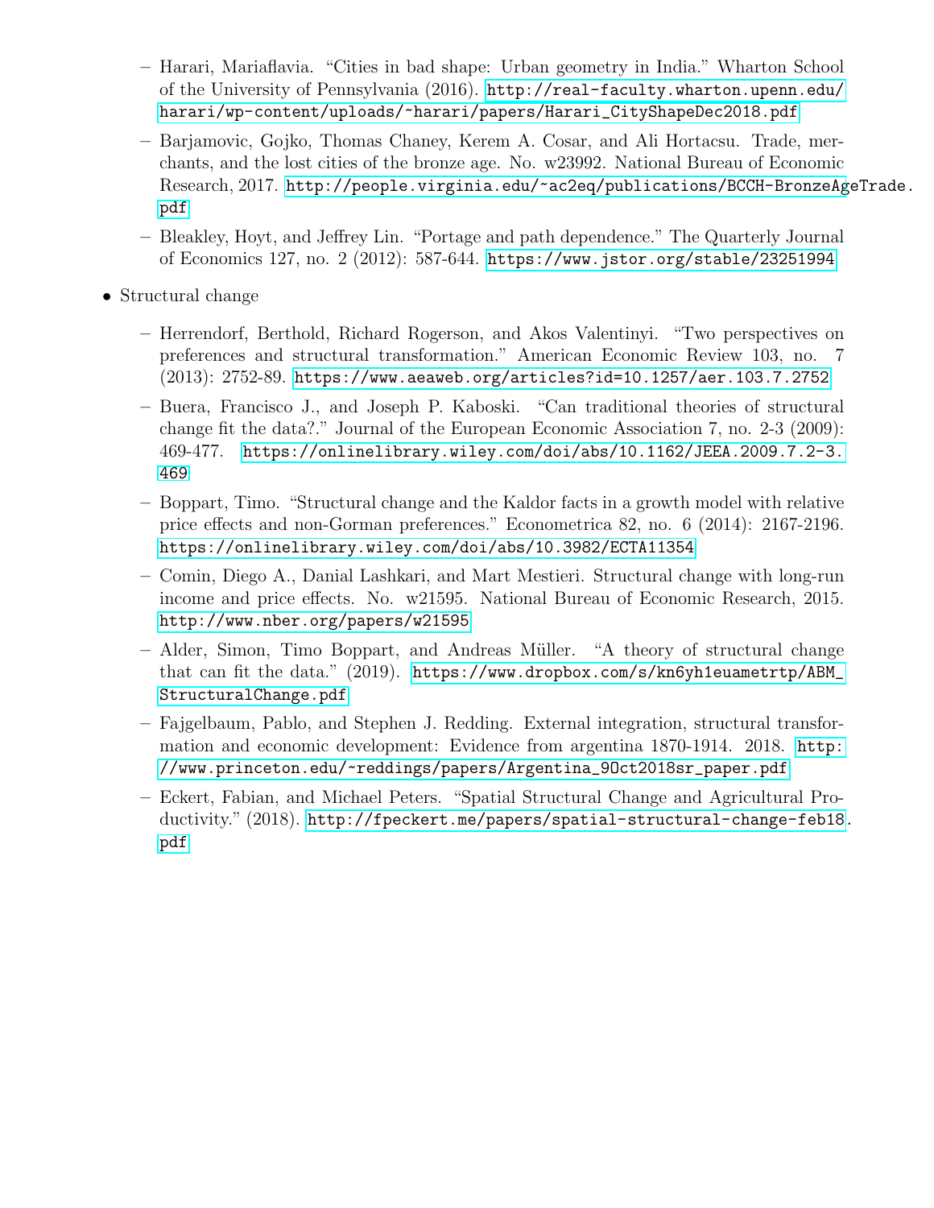- Harari, Mariaflavia. “Cities in bad shape: Urban geometry in India.” Wharton School of the University of Pennsylvania (2016). http://real-faculty.wharton.upenn.edu/harari/wp-content/uploads/~harari/papers/Harari_CityShapeDec2018.pdf
  - Barjamovic, Gojko, Thomas Chaney, Kerem A. Cosar, and Ali Hortacsu. Trade, merchants, and the lost cities of the bronze age. No. w23992. National Bureau of Economic Research, 2017. http://people.virginia.edu/~ac2eq/publications/BCCH-BronzeAgeTrade.pdf
  - Bleakley, Hoyt, and Jeffrey Lin. “Portage and path dependence.” The Quarterly Journal of Economics 127, no. 2 (2012): 587-644. https://www.jstor.org/stable/23251994

- Structural change
  - Herrendorf, Berthold, Richard Rogerson, and Akos Valentinyi. “Two perspectives on preferences and structural transformation.” American Economic Review 103, no. 7 (2013): 2752-89. https://www.aeaweb.org/articles?id=10.1257/aer.103.7.2752
  - Buera, Francisco J., and Joseph P. Kaboski. “Can traditional theories of structural change fit the data?.” Journal of the European Economic Association 7, no. 2-3 (2009): 469-477. https://onlinelibrary.wiley.com/doi/abs/10.1162/JEEA.2009.7.2-3.469
  - Boppart, Timo. “Structural change and the Kaldor facts in a growth model with relative price effects and non-Gorman preferences.” Econometrica 82, no. 6 (2014): 2167-2196. https://onlinelibrary.wiley.com/doi/abs/10.3982/ECTA11354
  - Comin, Diego A., Danial Lashkari, and Mart Mestieri. Structural change with long-run income and price effects. No. w21595. National Bureau of Economic Research, 2015. http://www.nber.org/papers/w21595
  - Alder, Simon, Timo Boppart, and Andreas Müller. “A theory of structural change that can fit the data.” (2019). https://www.dropbox.com/s/kn6yh1euametrtp/ABM_StructuralChange.pdf
  - Fajgelbaum, Pablo, and Stephen J. Redding. External integration, structural transformation and economic development: Evidence from argentina 1870-1914. 2018. http://www.princeton.edu/~reddings/papers/Argentina_9Oct2018sr_paper.pdf
  - Eckert, Fabian, and Michael Peters. “Spatial Structural Change and Agricultural Productivity.” (2018). http://fpeckert.me/papers/spatial-structural-change-feb18.pdf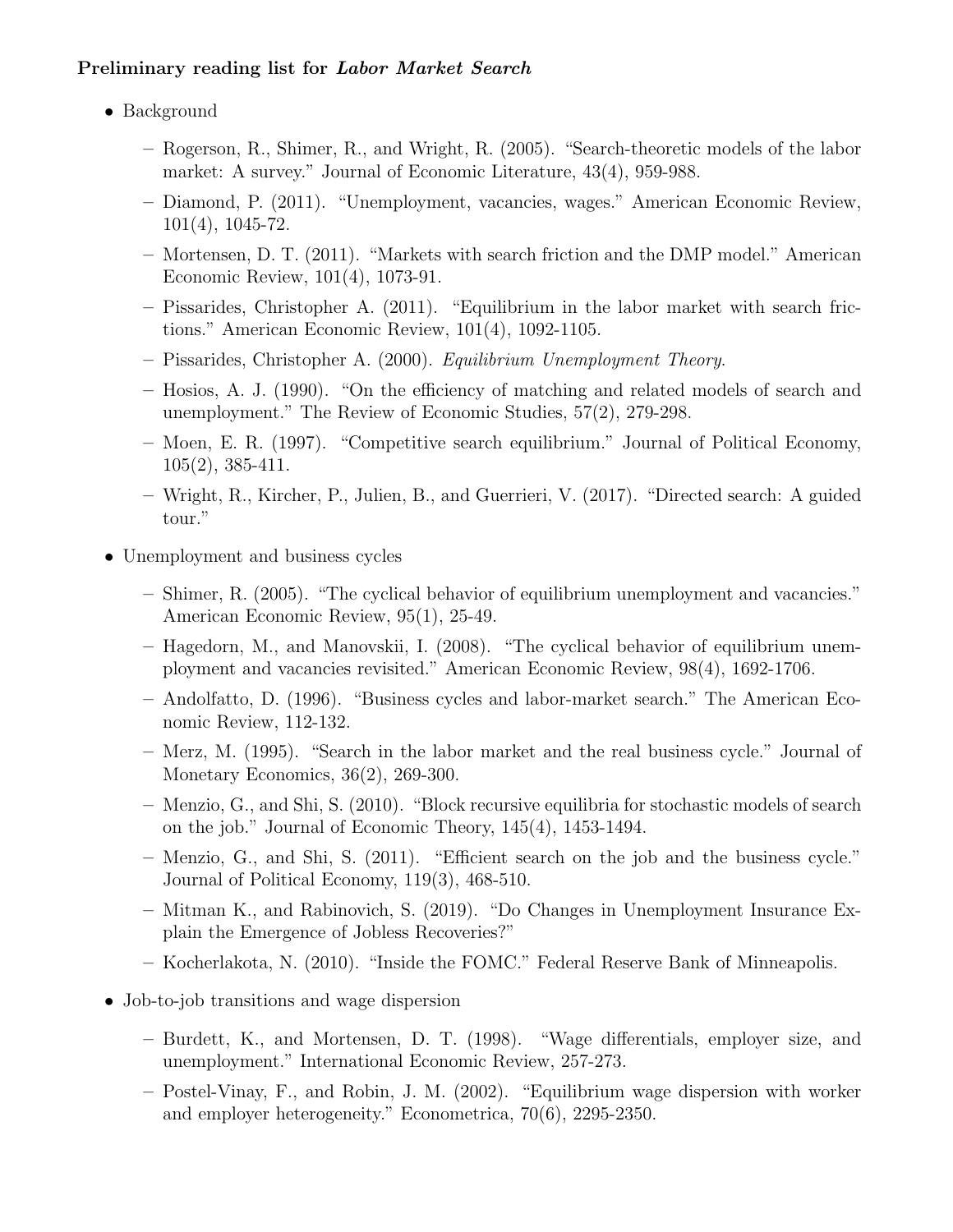**Preliminary reading list for *Labor Market Search***

- Background
  - Rogerson, R., Shimer, R., and Wright, R. (2005). "Search-theoretic models of the labor market: A survey." Journal of Economic Literature, 43(4), 959-988.
  - Diamond, P. (2011). "Unemployment, vacancies, wages." American Economic Review, 101(4), 1045-72.
  - Mortensen, D. T. (2011). "Markets with search friction and the DMP model." American Economic Review, 101(4), 1073-91.
  - Pissarides, Christopher A. (2011). "Equilibrium in the labor market with search frictions." American Economic Review, 101(4), 1092-1105.
  - Pissarides, Christopher A. (2000). *Equilibrium Unemployment Theory*.
  - Hosios, A. J. (1990). "On the efficiency of matching and related models of search and unemployment." The Review of Economic Studies, 57(2), 279-298.
  - Moen, E. R. (1997). "Competitive search equilibrium." Journal of Political Economy, 105(2), 385-411.
  - Wright, R., Kircher, P., Julien, B., and Guerrieri, V. (2017). "Directed search: A guided tour."
- Unemployment and business cycles
  - Shimer, R. (2005). "The cyclical behavior of equilibrium unemployment and vacancies." American Economic Review, 95(1), 25-49.
  - Hagedorn, M., and Manovskii, I. (2008). "The cyclical behavior of equilibrium unemployment and vacancies revisited." American Economic Review, 98(4), 1692-1706.
  - Andolfatto, D. (1996). "Business cycles and labor-market search." The American Economic Review, 112-132.
  - Merz, M. (1995). "Search in the labor market and the real business cycle." Journal of Monetary Economics, 36(2), 269-300.
  - Menzio, G., and Shi, S. (2010). "Block recursive equilibria for stochastic models of search on the job." Journal of Economic Theory, 145(4), 1453-1494.
  - Menzio, G., and Shi, S. (2011). "Efficient search on the job and the business cycle." Journal of Political Economy, 119(3), 468-510.
  - Mitman K., and Rabinovich, S. (2019). "Do Changes in Unemployment Insurance Explain the Emergence of Jobless Recoveries?"
  - Kocherlakota, N. (2010). "Inside the FOMC." Federal Reserve Bank of Minneapolis.
- Job-to-job transitions and wage dispersion
  - Burdett, K., and Mortensen, D. T. (1998). "Wage differentials, employer size, and unemployment." International Economic Review, 257-273.
  - Postel-Vinay, F., and Robin, J. M. (2002). "Equilibrium wage dispersion with worker and employer heterogeneity." Econometrica, 70(6), 2295-2350.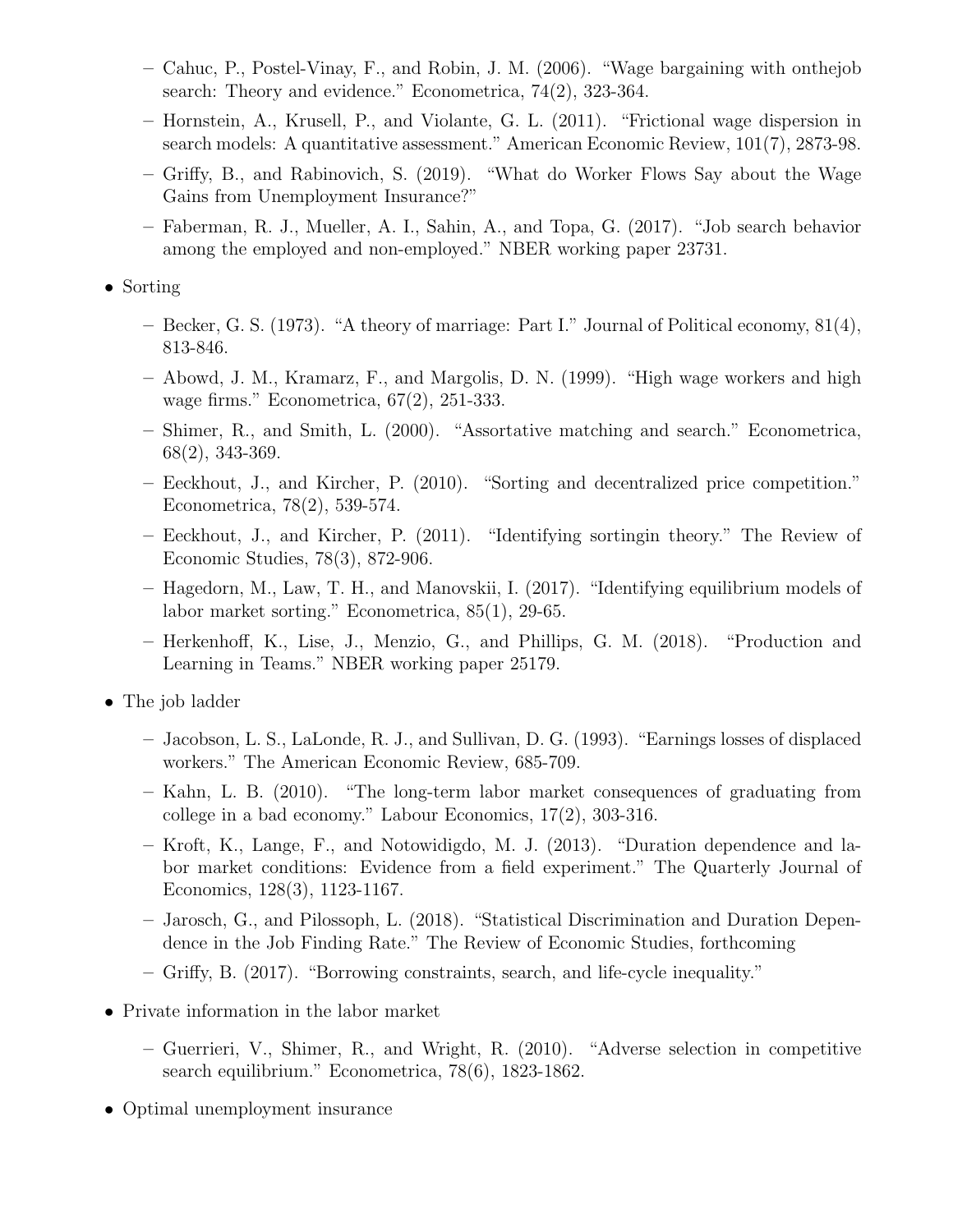- Cahuc, P., Postel-Vinay, F., and Robin, J. M. (2006). "Wage bargaining with onthejob search: Theory and evidence." Econometrica, 74(2), 323-364.
- Hornstein, A., Krusell, P., and Violante, G. L. (2011). "Frictional wage dispersion in search models: A quantitative assessment." American Economic Review, 101(7), 2873-98.
- Griffy, B., and Rabinovich, S. (2019). "What do Worker Flows Say about the Wage Gains from Unemployment Insurance?"
- Faberman, R. J., Mueller, A. I., Sahin, A., and Topa, G. (2017). "Job search behavior among the employed and non-employed." NBER working paper 23731.

- Sorting
  - Becker, G. S. (1973). "A theory of marriage: Part I." Journal of Political economy, 81(4), 813-846.
  - Abowd, J. M., Kramarz, F., and Margolis, D. N. (1999). "High wage workers and high wage firms." Econometrica, 67(2), 251-333.
  - Shimer, R., and Smith, L. (2000). "Assortative matching and search." Econometrica, 68(2), 343-369.
  - Eeckhout, J., and Kircher, P. (2010). "Sorting and decentralized price competition." Econometrica, 78(2), 539-574.
  - Eeckhout, J., and Kircher, P. (2011). "Identifying sortingin theory." The Review of Economic Studies, 78(3), 872-906.
  - Hagedorn, M., Law, T. H., and Manovskii, I. (2017). "Identifying equilibrium models of labor market sorting." Econometrica, 85(1), 29-65.
  - Herkenhoff, K., Lise, J., Menzio, G., and Phillips, G. M. (2018). "Production and Learning in Teams." NBER working paper 25179.

- The job ladder
  - Jacobson, L. S., LaLonde, R. J., and Sullivan, D. G. (1993). "Earnings losses of displaced workers." The American Economic Review, 685-709.
  - Kahn, L. B. (2010). "The long-term labor market consequences of graduating from college in a bad economy." Labour Economics, 17(2), 303-316.
  - Kroft, K., Lange, F., and Notowidigdo, M. J. (2013). "Duration dependence and labor market conditions: Evidence from a field experiment." The Quarterly Journal of Economics, 128(3), 1123-1167.
  - Jarosch, G., and Pilossoph, L. (2018). "Statistical Discrimination and Duration Dependence in the Job Finding Rate." The Review of Economic Studies, forthcoming
  - Griffy, B. (2017). "Borrowing constraints, search, and life-cycle inequality."

- Private information in the labor market
  - Guerrieri, V., Shimer, R., and Wright, R. (2010). "Adverse selection in competitive search equilibrium." Econometrica, 78(6), 1823-1862.

- Optimal unemployment insurance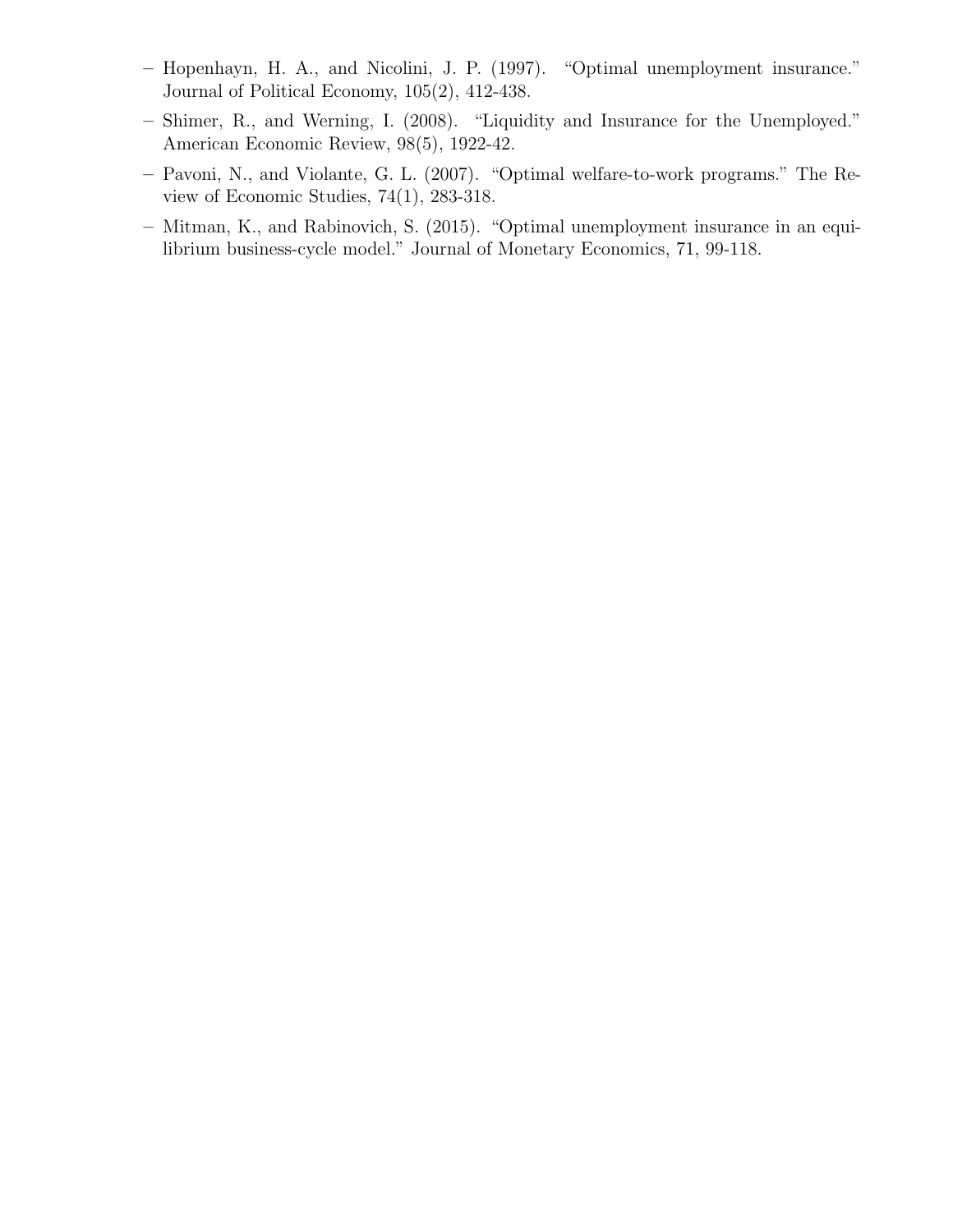- Hopenhayn, H. A., and Nicolini, J. P. (1997). "Optimal unemployment insurance." Journal of Political Economy, 105(2), 412-438.
- Shimer, R., and Werning, I. (2008). "Liquidity and Insurance for the Unemployed." American Economic Review, 98(5), 1922-42.
- Pavoni, N., and Violante, G. L. (2007). "Optimal welfare-to-work programs." The Review of Economic Studies, 74(1), 283-318.
- Mitman, K., and Rabinovich, S. (2015). "Optimal unemployment insurance in an equilibrium business-cycle model." Journal of Monetary Economics, 71, 99-118.